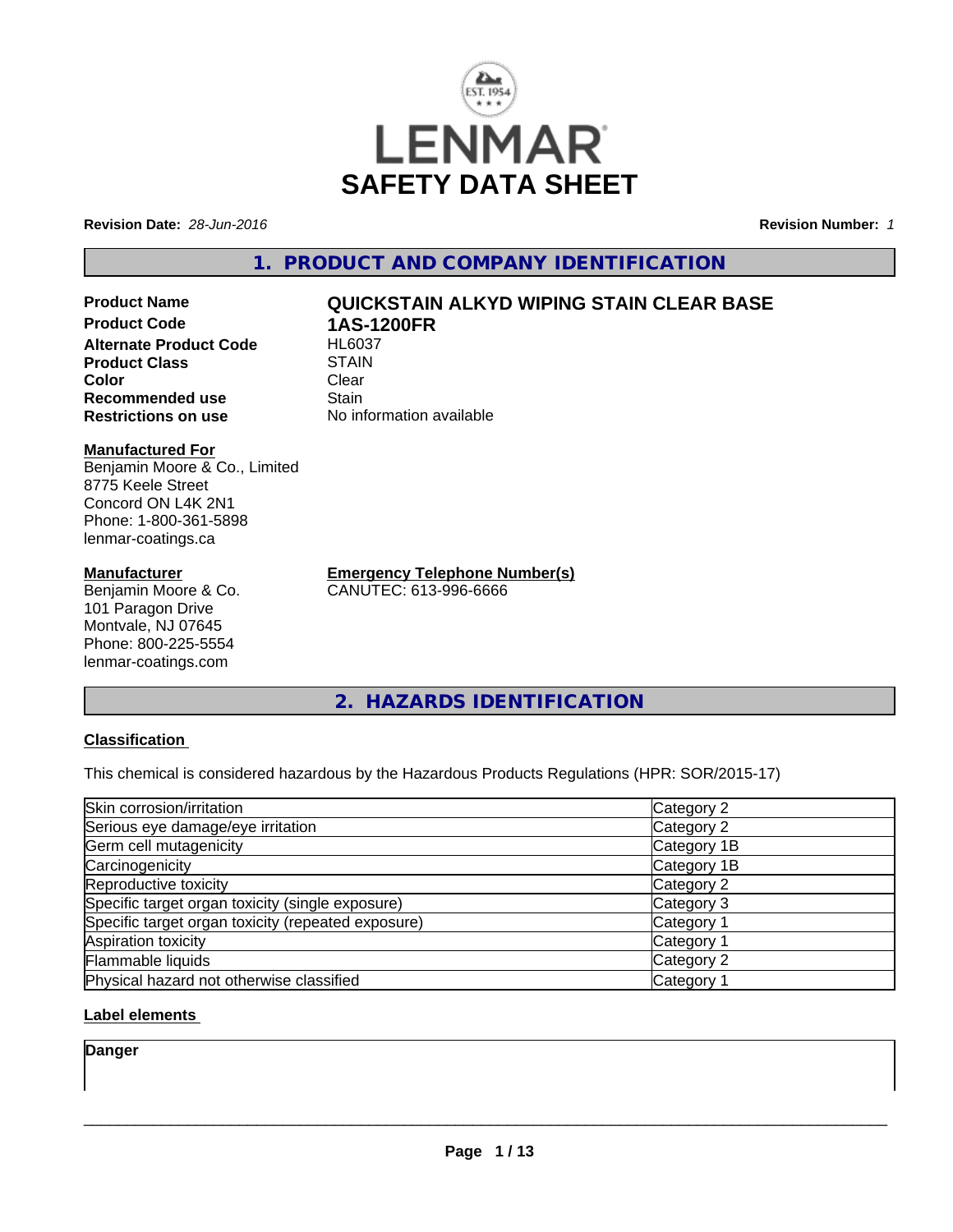LENMAR

# SAFETY DATA SHEET

**Revision Date:** *28-Jun-2016* **Revision Number:** *1*

## 1. PRODUCT AND COMPANY IDENTIFICATION

| | |
|---|---|
| **Product Name** | **QUICKSTAIN ALKYD WIPING STAIN CLEAR BASE** |
| **Product Code** | **1AS-1200FR** |
| **Alternate Product Code** | HL6037 |
| **Product Class** | STAIN |
| **Color** | Clear |
| **Recommended use** | Stain |
| **Restrictions on use** | No information available |

**Manufactured For**
Benjamin Moore & Co., Limited
8775 Keele Street
Concord ON L4K 2N1
Phone: 1-800-361-5898
lenmar-coatings.ca

**Manufacturer**
Benjamin Moore & Co.
101 Paragon Drive
Montvale, NJ 07645
Phone: 800-225-5554
lenmar-coatings.com

**Emergency Telephone Number(s)**
CANUTEC: 613-996-6666

## 2. HAZARDS IDENTIFICATION

### Classification

This chemical is considered hazardous by the Hazardous Products Regulations (HPR: SOR/2015-17)

| | |
|---|---|
| Skin corrosion/irritation | Category 2 |
| Serious eye damage/eye irritation | Category 2 |
| Germ cell mutagenicity | Category 1B |
| Carcinogenicity | Category 1B |
| Reproductive toxicity | Category 2 |
| Specific target organ toxicity (single exposure) | Category 3 |
| Specific target organ toxicity (repeated exposure) | Category 1 |
| Aspiration toxicity | Category 1 |
| Flammable liquids | Category 2 |
| Physical hazard not otherwise classified | Category 1 |

### Label elements

**Danger**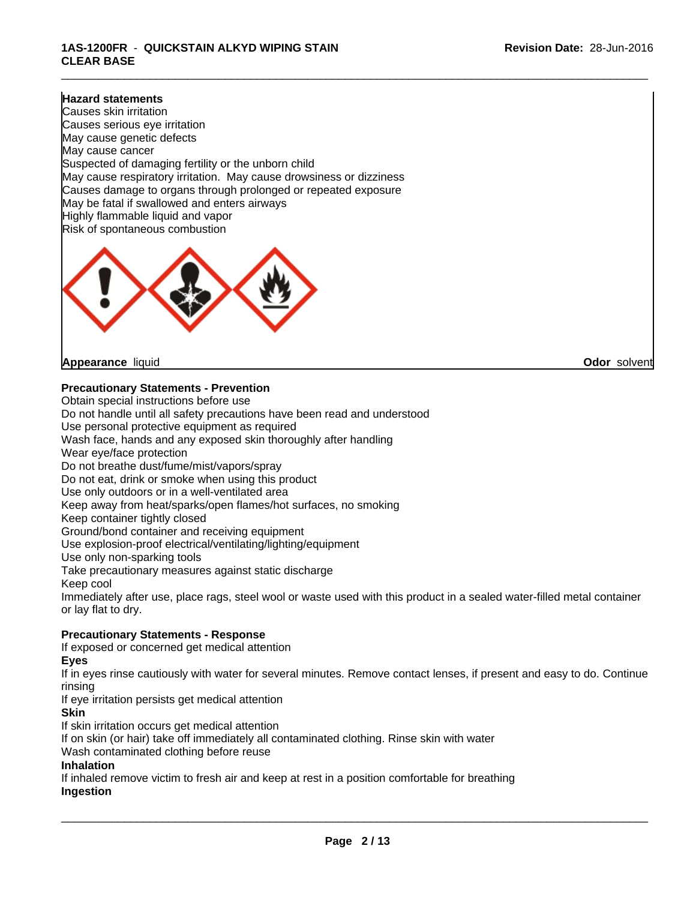**Hazard statements**
Causes skin irritation
Causes serious eye irritation
May cause genetic defects
May cause cancer
Suspected of damaging fertility or the unborn child
May cause respiratory irritation. May cause drowsiness or dizziness
Causes damage to organs through prolonged or repeated exposure
May be fatal if swallowed and enters airways
Highly flammable liquid and vapor
Risk of spontaneous combustion

**Appearance** liquid **Odor** solvent

**Precautionary Statements - Prevention**
Obtain special instructions before use
Do not handle until all safety precautions have been read and understood
Use personal protective equipment as required
Wash face, hands and any exposed skin thoroughly after handling
Wear eye/face protection
Do not breathe dust/fume/mist/vapors/spray
Do not eat, drink or smoke when using this product
Use only outdoors or in a well-ventilated area
Keep away from heat/sparks/open flames/hot surfaces, no smoking
Keep container tightly closed
Ground/bond container and receiving equipment
Use explosion-proof electrical/ventilating/lighting/equipment
Use only non-sparking tools
Take precautionary measures against static discharge
Keep cool
Immediately after use, place rags, steel wool or waste used with this product in a sealed water-filled metal container or lay flat to dry.

**Precautionary Statements - Response**
If exposed or concerned get medical attention
**Eyes**
If in eyes rinse cautiously with water for several minutes. Remove contact lenses, if present and easy to do. Continue rinsing
If eye irritation persists get medical attention
**Skin**
If skin irritation occurs get medical attention
If on skin (or hair) take off immediately all contaminated clothing. Rinse skin with water
Wash contaminated clothing before reuse
**Inhalation**
If inhaled remove victim to fresh air and keep at rest in a position comfortable for breathing
**Ingestion**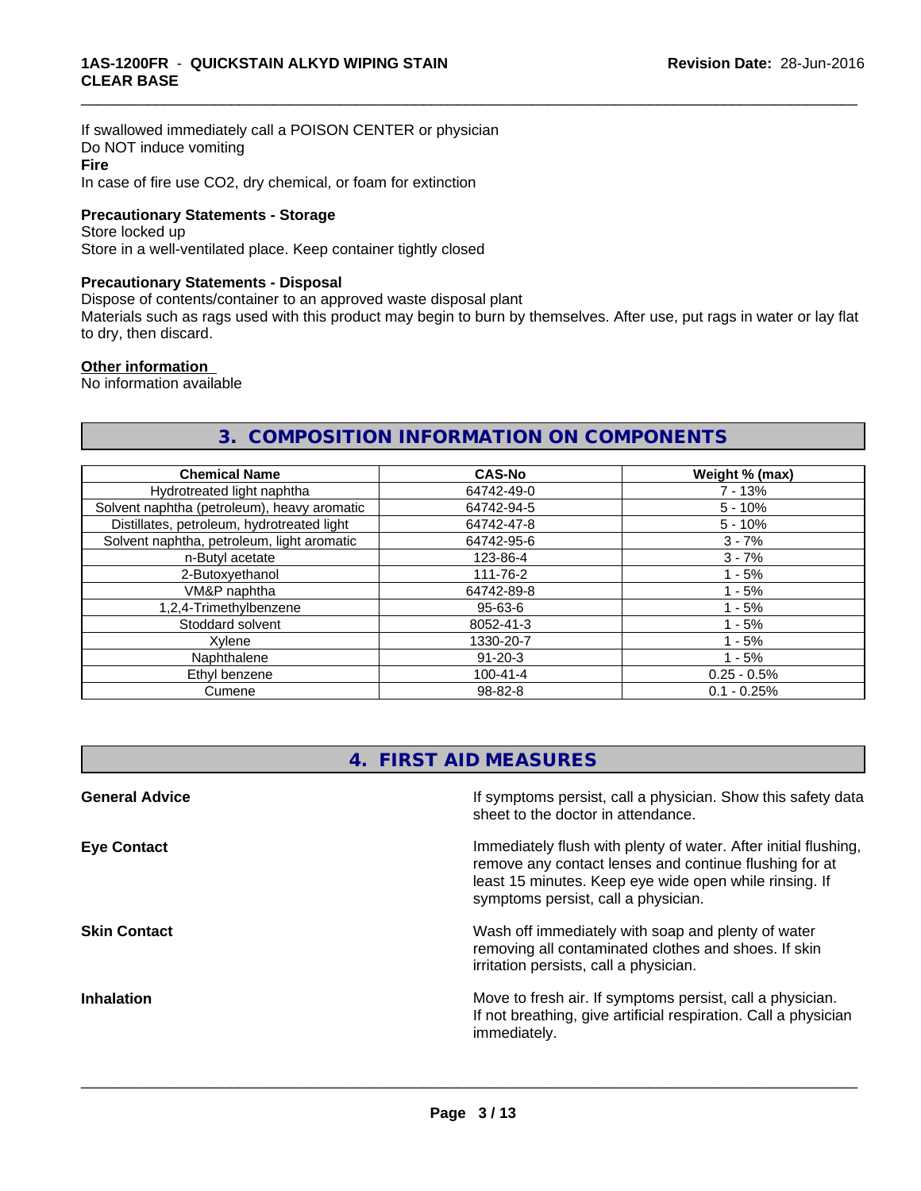If swallowed immediately call a POISON CENTER or physician
Do NOT induce vomiting

**Fire**

In case of fire use CO2, dry chemical, or foam for extinction

**Precautionary Statements - Storage**

Store locked up
Store in a well-ventilated place. Keep container tightly closed

**Precautionary Statements - Disposal**

Dispose of contents/container to an approved waste disposal plant
Materials such as rags used with this product may begin to burn by themselves. After use, put rags in water or lay flat to dry, then discard.

**Other information**

No information available

## 3. COMPOSITION INFORMATION ON COMPONENTS

| Chemical Name | CAS-No | Weight % (max) |
|---|---|---|
| Hydrotreated light naphtha | 64742-49-0 | 7 - 13% |
| Solvent naphtha (petroleum), heavy aromatic | 64742-94-5 | 5 - 10% |
| Distillates, petroleum, hydrotreated light | 64742-47-8 | 5 - 10% |
| Solvent naphtha, petroleum, light aromatic | 64742-95-6 | 3 - 7% |
| n-Butyl acetate | 123-86-4 | 3 - 7% |
| 2-Butoxyethanol | 111-76-2 | 1 - 5% |
| VM&P naphtha | 64742-89-8 | 1 - 5% |
| 1,2,4-Trimethylbenzene | 95-63-6 | 1 - 5% |
| Stoddard solvent | 8052-41-3 | 1 - 5% |
| Xylene | 1330-20-7 | 1 - 5% |
| Naphthalene | 91-20-3 | 1 - 5% |
| Ethyl benzene | 100-41-4 | 0.25 - 0.5% |
| Cumene | 98-82-8 | 0.1 - 0.25% |

## 4. FIRST AID MEASURES

**General Advice**

If symptoms persist, call a physician. Show this safety data sheet to the doctor in attendance.

**Eye Contact**

Immediately flush with plenty of water. After initial flushing, remove any contact lenses and continue flushing for at least 15 minutes. Keep eye wide open while rinsing. If symptoms persist, call a physician.

**Skin Contact**

Wash off immediately with soap and plenty of water removing all contaminated clothes and shoes. If skin irritation persists, call a physician.

**Inhalation**

Move to fresh air. If symptoms persist, call a physician. If not breathing, give artificial respiration. Call a physician immediately.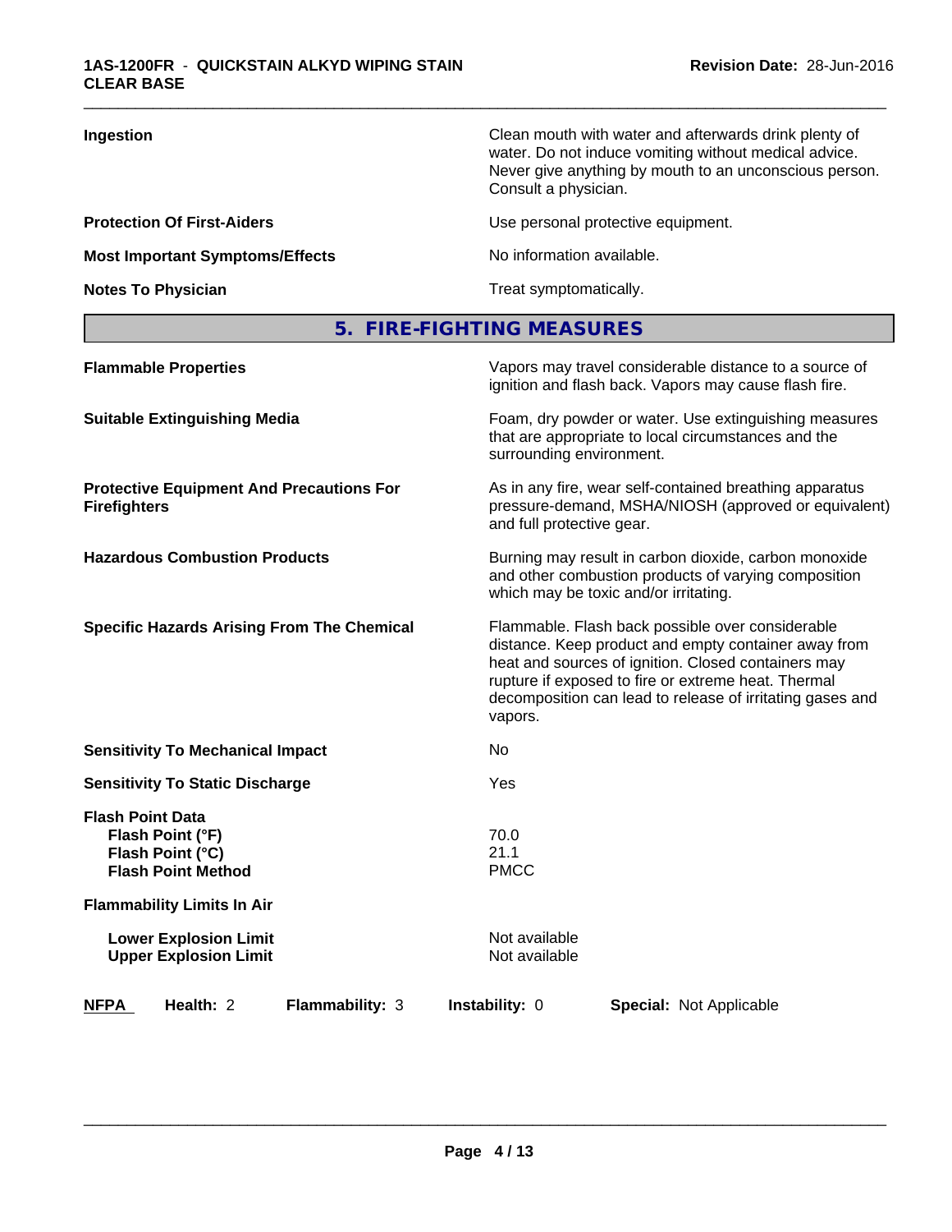| | |
|---|---|
| **Ingestion** | Clean mouth with water and afterwards drink plenty of water. Do not induce vomiting without medical advice. Never give anything by mouth to an unconscious person. Consult a physician. |
| **Protection Of First-Aiders** | Use personal protective equipment. |
| **Most Important Symptoms/Effects** | No information available. |
| **Notes To Physician** | Treat symptomatically. |

## 5. FIRE-FIGHTING MEASURES

| | |
|---|---|
| **Flammable Properties** | Vapors may travel considerable distance to a source of ignition and flash back. Vapors may cause flash fire. |
| **Suitable Extinguishing Media** | Foam, dry powder or water. Use extinguishing measures that are appropriate to local circumstances and the surrounding environment. |
| **Protective Equipment And Precautions For Firefighters** | As in any fire, wear self-contained breathing apparatus pressure-demand, MSHA/NIOSH (approved or equivalent) and full protective gear. |
| **Hazardous Combustion Products** | Burning may result in carbon dioxide, carbon monoxide and other combustion products of varying composition which may be toxic and/or irritating. |
| **Specific Hazards Arising From The Chemical** | Flammable. Flash back possible over considerable distance. Keep product and empty container away from heat and sources of ignition. Closed containers may rupture if exposed to fire or extreme heat. Thermal decomposition can lead to release of irritating gases and vapors. |
| **Sensitivity To Mechanical Impact** | No |
| **Sensitivity To Static Discharge** | Yes |

**Flash Point Data**

| | |
|---|---|
| **Flash Point (°F)** | 70.0 |
| **Flash Point (°C)** | 21.1 |
| **Flash Point Method** | PMCC |

**Flammability Limits In Air**

| | |
|---|---|
| **Lower Explosion Limit** | Not available |
| **Upper Explosion Limit** | Not available |

**NFPA** **Health:** 2 **Flammability:** 3 **Instability:** 0 **Special:** Not Applicable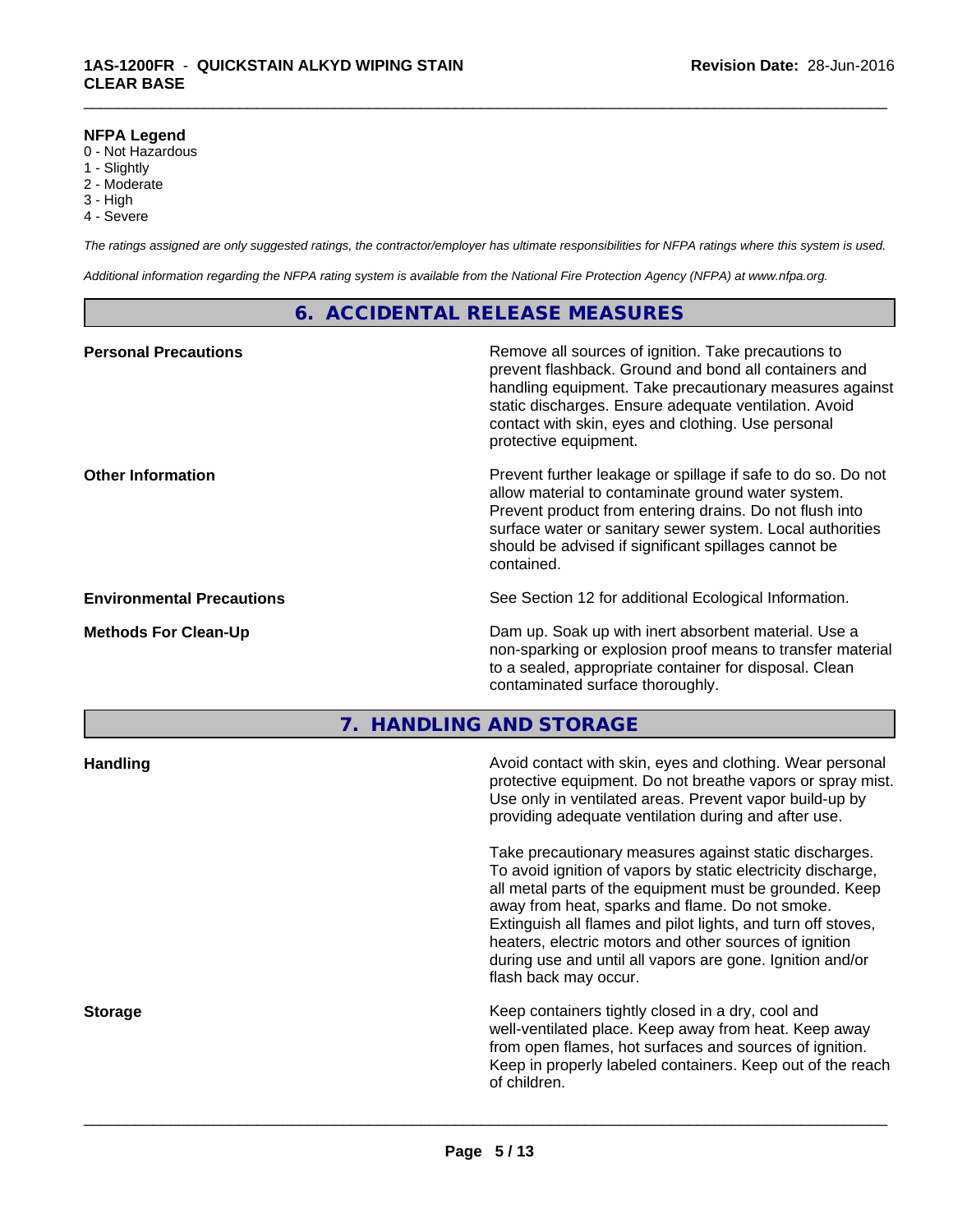**NFPA Legend**

0 - Not Hazardous
1 - Slightly
2 - Moderate
3 - High
4 - Severe

*The ratings assigned are only suggested ratings, the contractor/employer has ultimate responsibilities for NFPA ratings where this system is used.*

*Additional information regarding the NFPA rating system is available from the National Fire Protection Agency (NFPA) at www.nfpa.org.*

## 6. ACCIDENTAL RELEASE MEASURES

**Personal Precautions**

Remove all sources of ignition. Take precautions to prevent flashback. Ground and bond all containers and handling equipment. Take precautionary measures against static discharges. Ensure adequate ventilation. Avoid contact with skin, eyes and clothing. Use personal protective equipment.

**Other Information**

Prevent further leakage or spillage if safe to do so. Do not allow material to contaminate ground water system. Prevent product from entering drains. Do not flush into surface water or sanitary sewer system. Local authorities should be advised if significant spillages cannot be contained.

**Environmental Precautions**

See Section 12 for additional Ecological Information.

**Methods For Clean-Up**

Dam up. Soak up with inert absorbent material. Use a non-sparking or explosion proof means to transfer material to a sealed, appropriate container for disposal. Clean contaminated surface thoroughly.

## 7. HANDLING AND STORAGE

**Handling**

Avoid contact with skin, eyes and clothing. Wear personal protective equipment. Do not breathe vapors or spray mist. Use only in ventilated areas. Prevent vapor build-up by providing adequate ventilation during and after use.

Take precautionary measures against static discharges. To avoid ignition of vapors by static electricity discharge, all metal parts of the equipment must be grounded. Keep away from heat, sparks and flame. Do not smoke. Extinguish all flames and pilot lights, and turn off stoves, heaters, electric motors and other sources of ignition during use and until all vapors are gone. Ignition and/or flash back may occur.

**Storage**

Keep containers tightly closed in a dry, cool and well-ventilated place. Keep away from heat. Keep away from open flames, hot surfaces and sources of ignition. Keep in properly labeled containers. Keep out of the reach of children.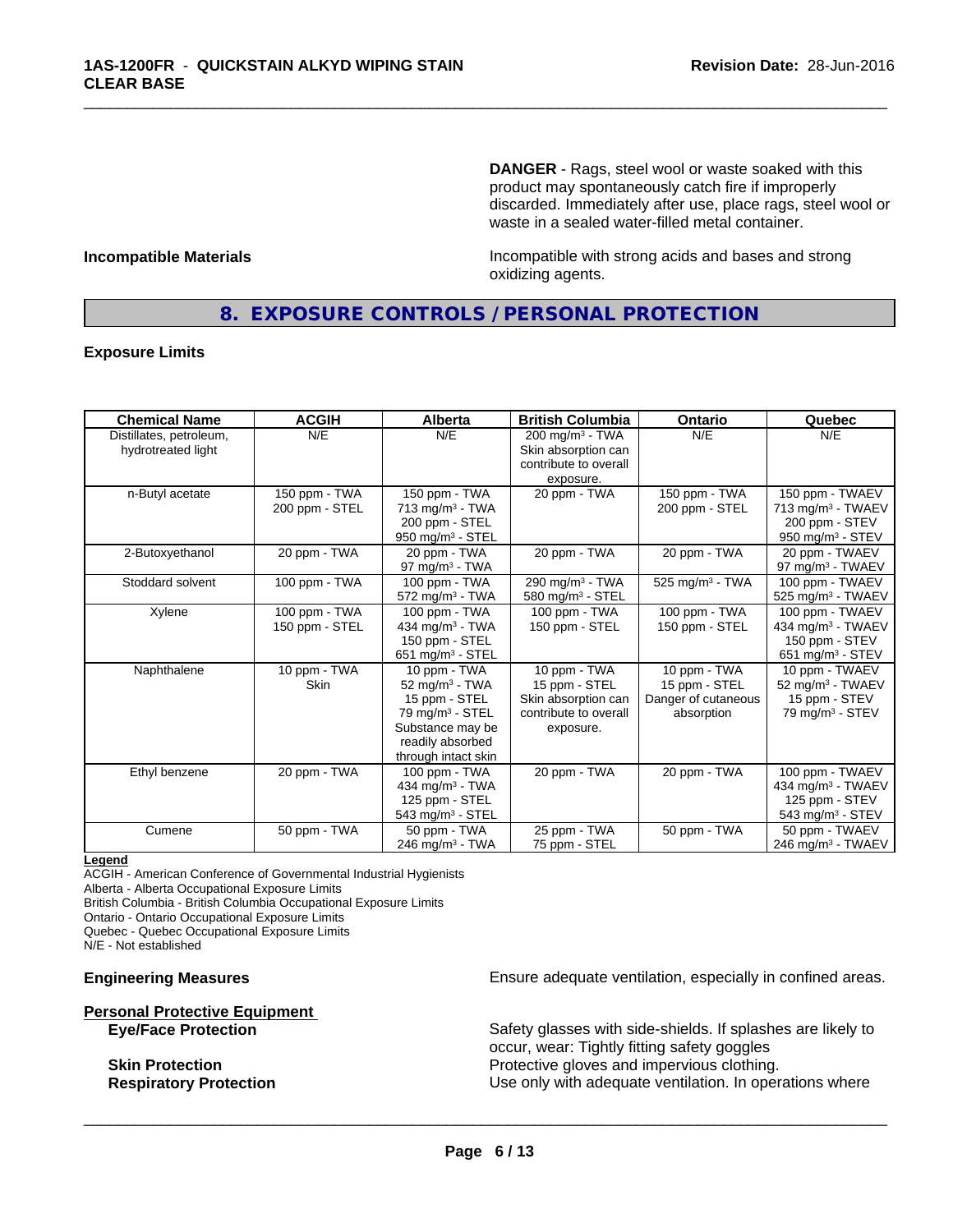**DANGER** - Rags, steel wool or waste soaked with this product may spontaneously catch fire if improperly discarded. Immediately after use, place rags, steel wool or waste in a sealed water-filled metal container.

**Incompatible Materials**

Incompatible with strong acids and bases and strong oxidizing agents.

## 8. EXPOSURE CONTROLS / PERSONAL PROTECTION

### Exposure Limits

| Chemical Name | ACGIH | Alberta | British Columbia | Ontario | Quebec |
|---|---|---|---|---|---|
| Distillates, petroleum, hydrotreated light | N/E | N/E | 200 mg/m³ - TWA<br>Skin absorption can contribute to overall exposure. | N/E | N/E |
| n-Butyl acetate | 150 ppm - TWA<br>200 ppm - STEL | 150 ppm - TWA<br>713 mg/m³ - TWA<br>200 ppm - STEL<br>950 mg/m³ - STEL | 20 ppm - TWA | 150 ppm - TWA<br>200 ppm - STEL | 150 ppm - TWAEV<br>713 mg/m³ - TWAEV<br>200 ppm - STEV<br>950 mg/m³ - STEV |
| 2-Butoxyethanol | 20 ppm - TWA | 20 ppm - TWA<br>97 mg/m³ - TWA | 20 ppm - TWA | 20 ppm - TWA | 20 ppm - TWAEV<br>97 mg/m³ - TWAEV |
| Stoddard solvent | 100 ppm - TWA | 100 ppm - TWA<br>572 mg/m³ - TWA | 290 mg/m³ - TWA<br>580 mg/m³ - STEL | 525 mg/m³ - TWA | 100 ppm - TWAEV<br>525 mg/m³ - TWAEV |
| Xylene | 100 ppm - TWA<br>150 ppm - STEL | 100 ppm - TWA<br>434 mg/m³ - TWA<br>150 ppm - STEL<br>651 mg/m³ - STEL | 100 ppm - TWA<br>150 ppm - STEL | 100 ppm - TWA<br>150 ppm - STEL | 100 ppm - TWAEV<br>434 mg/m³ - TWAEV<br>150 ppm - STEV<br>651 mg/m³ - STEV |
| Naphthalene | 10 ppm - TWA<br>Skin | 10 ppm - TWA<br>52 mg/m³ - TWA<br>15 ppm - STEL<br>79 mg/m³ - STEL<br>Substance may be readily absorbed through intact skin | 10 ppm - TWA<br>15 ppm - STEL<br>Skin absorption can contribute to overall exposure. | 10 ppm - TWA<br>15 ppm - STEL<br>Danger of cutaneous absorption | 10 ppm - TWAEV<br>52 mg/m³ - TWAEV<br>15 ppm - STEV<br>79 mg/m³ - STEV |
| Ethyl benzene | 20 ppm - TWA | 100 ppm - TWA<br>434 mg/m³ - TWA<br>125 ppm - STEL<br>543 mg/m³ - STEL | 20 ppm - TWA | 20 ppm - TWA | 100 ppm - TWAEV<br>434 mg/m³ - TWAEV<br>125 ppm - STEV<br>543 mg/m³ - STEV |
| Cumene | 50 ppm - TWA | 50 ppm - TWA<br>246 mg/m³ - TWA | 25 ppm - TWA<br>75 ppm - STEL | 50 ppm - TWA | 50 ppm - TWAEV<br>246 mg/m³ - TWAEV |

**Legend**

ACGIH - American Conference of Governmental Industrial Hygienists
Alberta - Alberta Occupational Exposure Limits
British Columbia - British Columbia Occupational Exposure Limits
Ontario - Ontario Occupational Exposure Limits
Quebec - Quebec Occupational Exposure Limits
N/E - Not established

**Engineering Measures**

Ensure adequate ventilation, especially in confined areas.

**Personal Protective Equipment**

**Eye/Face Protection**

Safety glasses with side-shields. If splashes are likely to occur, wear: Tightly fitting safety goggles

**Skin Protection**

Protective gloves and impervious clothing.

**Respiratory Protection**

Use only with adequate ventilation. In operations where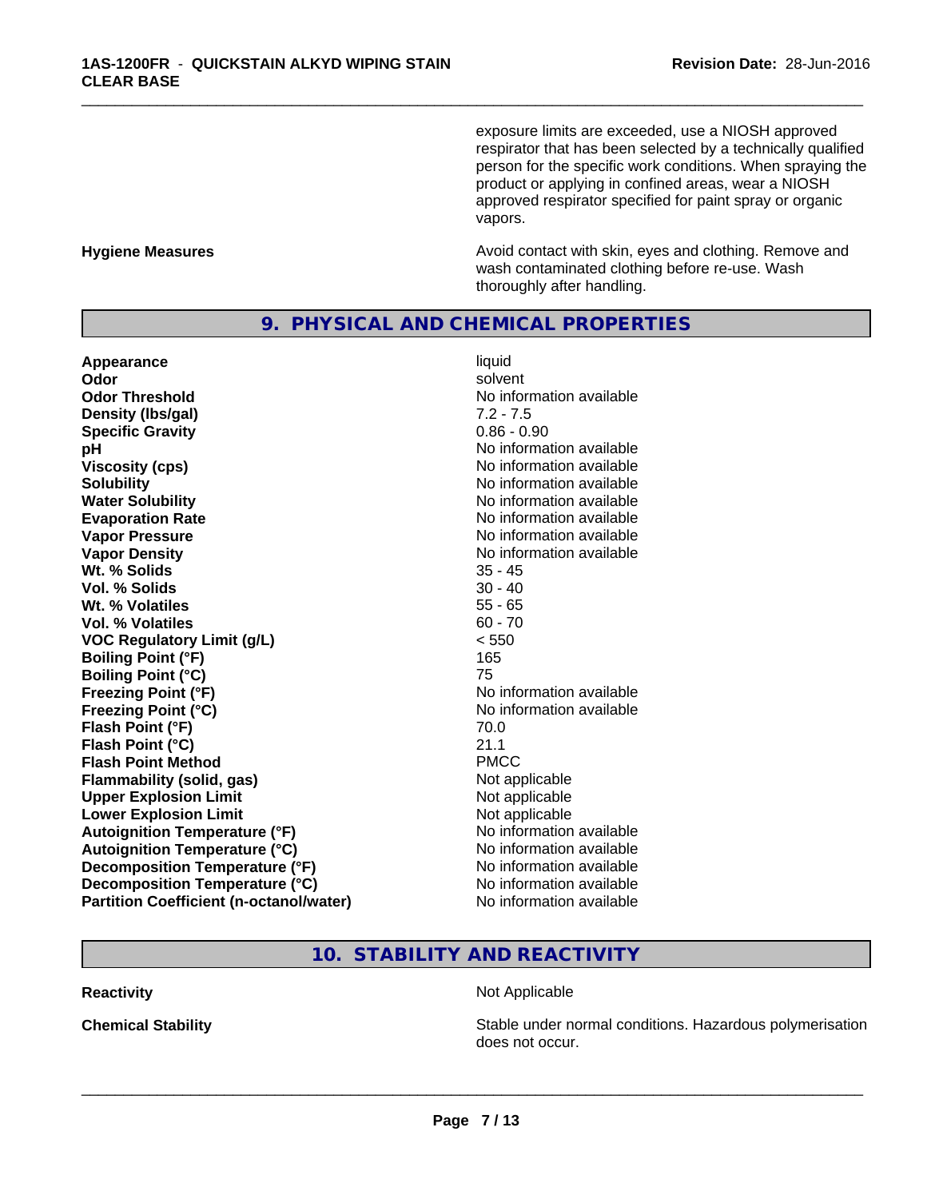exposure limits are exceeded, use a NIOSH approved respirator that has been selected by a technically qualified person for the specific work conditions. When spraying the product or applying in confined areas, wear a NIOSH approved respirator specified for paint spray or organic vapors.

**Hygiene Measures**

Avoid contact with skin, eyes and clothing. Remove and wash contaminated clothing before re-use. Wash thoroughly after handling.

## 9. PHYSICAL AND CHEMICAL PROPERTIES

| | |
|---|---|
| **Appearance** | liquid |
| **Odor** | solvent |
| **Odor Threshold** | No information available |
| **Density (lbs/gal)** | 7.2 - 7.5 |
| **Specific Gravity** | 0.86 - 0.90 |
| **pH** | No information available |
| **Viscosity (cps)** | No information available |
| **Solubility** | No information available |
| **Water Solubility** | No information available |
| **Evaporation Rate** | No information available |
| **Vapor Pressure** | No information available |
| **Vapor Density** | No information available |
| **Wt. % Solids** | 35 - 45 |
| **Vol. % Solids** | 30 - 40 |
| **Wt. % Volatiles** | 55 - 65 |
| **Vol. % Volatiles** | 60 - 70 |
| **VOC Regulatory Limit (g/L)** | < 550 |
| **Boiling Point (°F)** | 165 |
| **Boiling Point (°C)** | 75 |
| **Freezing Point (°F)** | No information available |
| **Freezing Point (°C)** | No information available |
| **Flash Point (°F)** | 70.0 |
| **Flash Point (°C)** | 21.1 |
| **Flash Point Method** | PMCC |
| **Flammability (solid, gas)** | Not applicable |
| **Upper Explosion Limit** | Not applicable |
| **Lower Explosion Limit** | Not applicable |
| **Autoignition Temperature (°F)** | No information available |
| **Autoignition Temperature (°C)** | No information available |
| **Decomposition Temperature (°F)** | No information available |
| **Decomposition Temperature (°C)** | No information available |
| **Partition Coefficient (n-octanol/water)** | No information available |

## 10. STABILITY AND REACTIVITY

**Reactivity**

Not Applicable

**Chemical Stability**

Stable under normal conditions. Hazardous polymerisation does not occur.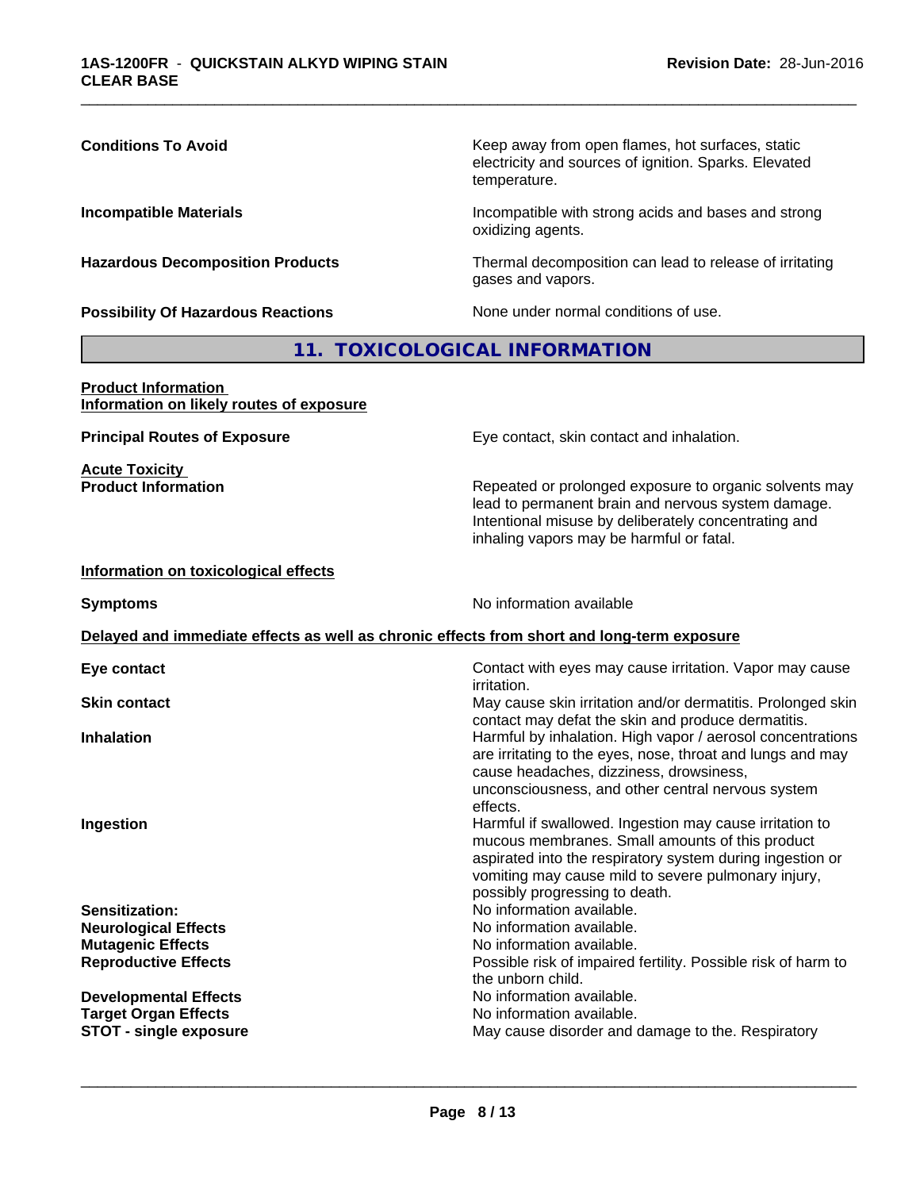**Conditions To Avoid**: Keep away from open flames, hot surfaces, static electricity and sources of ignition. Sparks. Elevated temperature.

**Incompatible Materials**: Incompatible with strong acids and bases and strong oxidizing agents.

**Hazardous Decomposition Products**: Thermal decomposition can lead to release of irritating gases and vapors.

**Possibility Of Hazardous Reactions**: None under normal conditions of use.

## 11. TOXICOLOGICAL INFORMATION

**Product Information**
**Information on likely routes of exposure**

**Principal Routes of Exposure**: Eye contact, skin contact and inhalation.

**Acute Toxicity**
**Product Information**: Repeated or prolonged exposure to organic solvents may lead to permanent brain and nervous system damage. Intentional misuse by deliberately concentrating and inhaling vapors may be harmful or fatal.

**Information on toxicological effects**

**Symptoms**: No information available

**Delayed and immediate effects as well as chronic effects from short and long-term exposure**

**Eye contact**: Contact with eyes may cause irritation. Vapor may cause irritation.

**Skin contact**: May cause skin irritation and/or dermatitis. Prolonged skin contact may defat the skin and produce dermatitis.

**Inhalation**: Harmful by inhalation. High vapor / aerosol concentrations are irritating to the eyes, nose, throat and lungs and may cause headaches, dizziness, drowsiness, unconsciousness, and other central nervous system effects.

**Ingestion**: Harmful if swallowed. Ingestion may cause irritation to mucous membranes. Small amounts of this product aspirated into the respiratory system during ingestion or vomiting may cause mild to severe pulmonary injury, possibly progressing to death.

**Sensitization:**: No information available.

**Neurological Effects**: No information available.

**Mutagenic Effects**: No information available.

**Reproductive Effects**: Possible risk of impaired fertility. Possible risk of harm to the unborn child.

**Developmental Effects**: No information available.

**Target Organ Effects**: No information available.

**STOT - single exposure**: May cause disorder and damage to the. Respiratory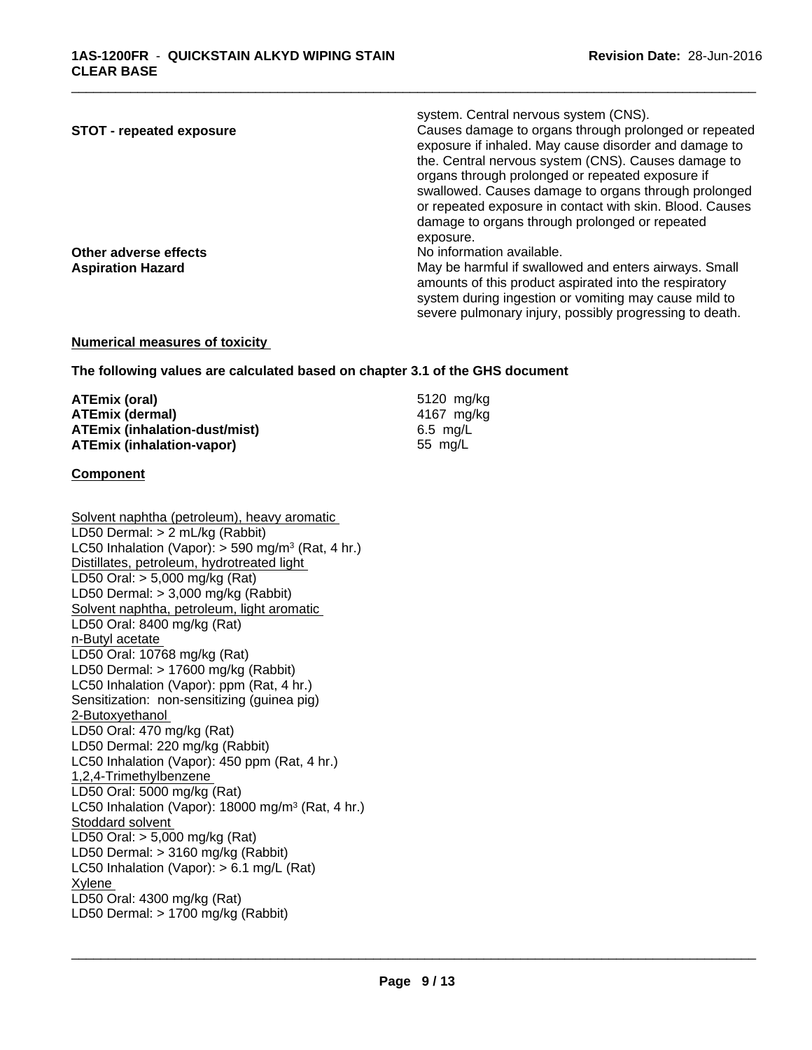| | |
|---|---|
| | system. Central nervous system (CNS). |
| **STOT - repeated exposure** | Causes damage to organs through prolonged or repeated exposure if inhaled. May cause disorder and damage to the. Central nervous system (CNS). Causes damage to organs through prolonged or repeated exposure if swallowed. Causes damage to organs through prolonged or repeated exposure in contact with skin. Blood. Causes damage to organs through prolonged or repeated exposure. |
| **Other adverse effects** | No information available. |
| **Aspiration Hazard** | May be harmful if swallowed and enters airways. Small amounts of this product aspirated into the respiratory system during ingestion or vomiting may cause mild to severe pulmonary injury, possibly progressing to death. |

**Numerical measures of toxicity**

**The following values are calculated based on chapter 3.1 of the GHS document**

| | |
|---|---|
| **ATEmix (oral)** | 5120 mg/kg |
| **ATEmix (dermal)** | 4167 mg/kg |
| **ATEmix (inhalation-dust/mist)** | 6.5 mg/L |
| **ATEmix (inhalation-vapor)** | 55 mg/L |

**Component**

Solvent naphtha (petroleum), heavy aromatic
LD50 Dermal: > 2 mL/kg (Rabbit)
LC50 Inhalation (Vapor): > 590 mg/m³ (Rat, 4 hr.)
Distillates, petroleum, hydrotreated light
LD50 Oral: > 5,000 mg/kg (Rat)
LD50 Dermal: > 3,000 mg/kg (Rabbit)
Solvent naphtha, petroleum, light aromatic
LD50 Oral: 8400 mg/kg (Rat)
n-Butyl acetate
LD50 Oral: 10768 mg/kg (Rat)
LD50 Dermal: > 17600 mg/kg (Rabbit)
LC50 Inhalation (Vapor): ppm (Rat, 4 hr.)
Sensitization: non-sensitizing (guinea pig)
2-Butoxyethanol
LD50 Oral: 470 mg/kg (Rat)
LD50 Dermal: 220 mg/kg (Rabbit)
LC50 Inhalation (Vapor): 450 ppm (Rat, 4 hr.)
1,2,4-Trimethylbenzene
LD50 Oral: 5000 mg/kg (Rat)
LC50 Inhalation (Vapor): 18000 mg/m³ (Rat, 4 hr.)
Stoddard solvent
LD50 Oral: > 5,000 mg/kg (Rat)
LD50 Dermal: > 3160 mg/kg (Rabbit)
LC50 Inhalation (Vapor): > 6.1 mg/L (Rat)
Xylene
LD50 Oral: 4300 mg/kg (Rat)
LD50 Dermal: > 1700 mg/kg (Rabbit)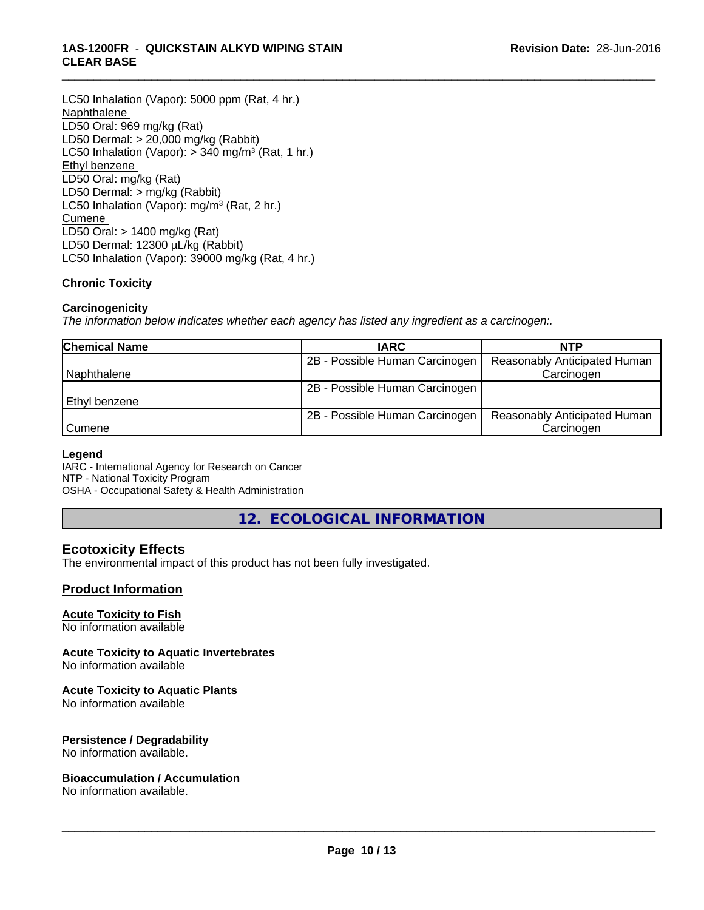LC50 Inhalation (Vapor): 5000 ppm (Rat, 4 hr.)
Naphthalene
LD50 Oral: 969 mg/kg (Rat)
LD50 Dermal: > 20,000 mg/kg (Rabbit)
LC50 Inhalation (Vapor): > 340 mg/m³ (Rat, 1 hr.)
Ethyl benzene
LD50 Oral: mg/kg (Rat)
LD50 Dermal: > mg/kg (Rabbit)
LC50 Inhalation (Vapor): mg/m³ (Rat, 2 hr.)
Cumene
LD50 Oral: > 1400 mg/kg (Rat)
LD50 Dermal: 12300 µL/kg (Rabbit)
LC50 Inhalation (Vapor): 39000 mg/kg (Rat, 4 hr.)

**Chronic Toxicity**

**Carcinogenicity**
*The information below indicates whether each agency has listed any ingredient as a carcinogen:.*

| Chemical Name | IARC | NTP |
|---|---|---|
| Naphthalene | 2B - Possible Human Carcinogen | Reasonably Anticipated Human Carcinogen |
| Ethyl benzene | 2B - Possible Human Carcinogen | |
| Cumene | 2B - Possible Human Carcinogen | Reasonably Anticipated Human Carcinogen |

**Legend**
IARC - International Agency for Research on Cancer
NTP - National Toxicity Program
OSHA - Occupational Safety & Health Administration

## 12. ECOLOGICAL INFORMATION

### Ecotoxicity Effects
The environmental impact of this product has not been fully investigated.

### Product Information

**Acute Toxicity to Fish**
No information available

**Acute Toxicity to Aquatic Invertebrates**
No information available

**Acute Toxicity to Aquatic Plants**
No information available

**Persistence / Degradability**
No information available.

**Bioaccumulation / Accumulation**
No information available.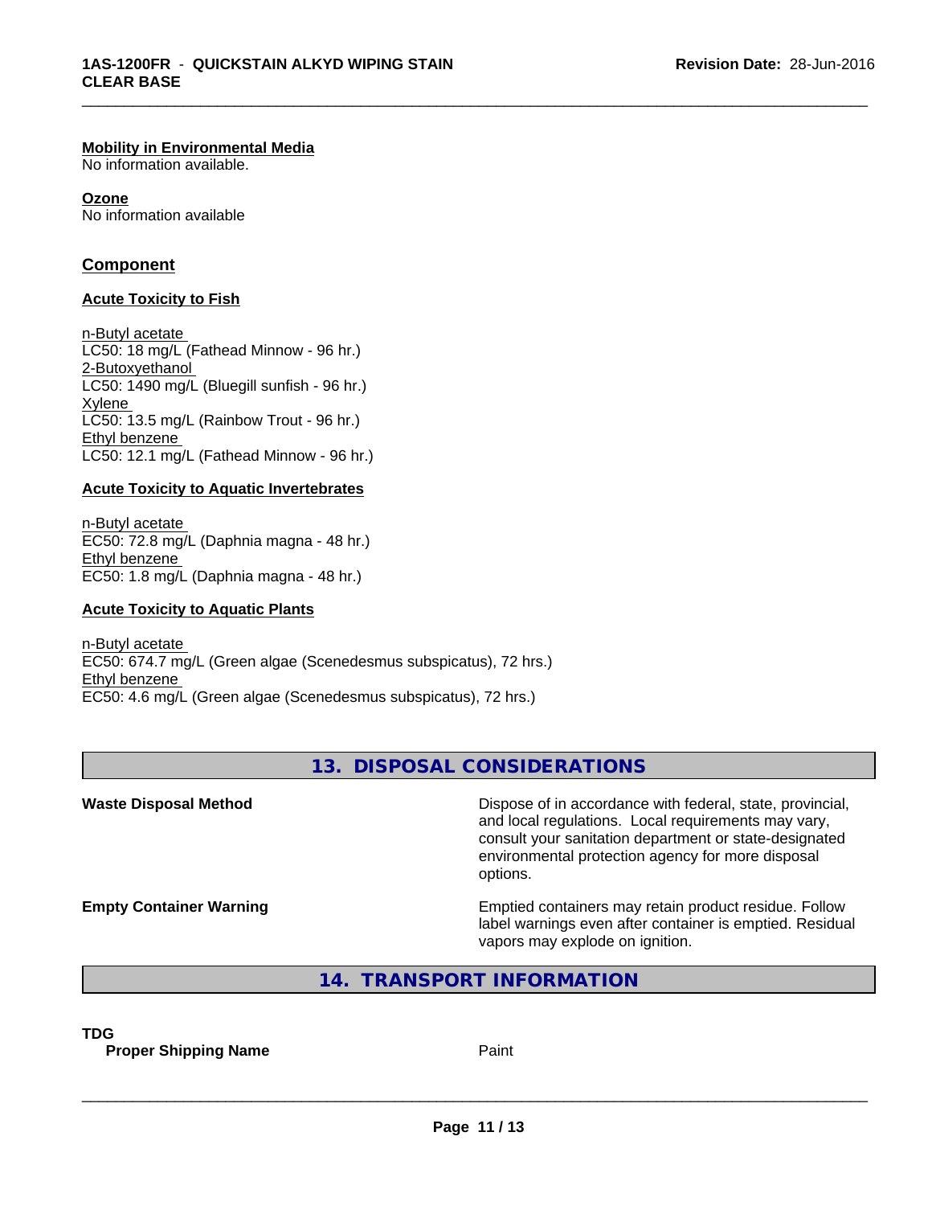**Mobility in Environmental Media**
No information available.

**Ozone**
No information available

## Component

**Acute Toxicity to Fish**

n-Butyl acetate
LC50: 18 mg/L (Fathead Minnow - 96 hr.)
2-Butoxyethanol
LC50: 1490 mg/L (Bluegill sunfish - 96 hr.)
Xylene
LC50: 13.5 mg/L (Rainbow Trout - 96 hr.)
Ethyl benzene
LC50: 12.1 mg/L (Fathead Minnow - 96 hr.)

**Acute Toxicity to Aquatic Invertebrates**

n-Butyl acetate
EC50: 72.8 mg/L (Daphnia magna - 48 hr.)
Ethyl benzene
EC50: 1.8 mg/L (Daphnia magna - 48 hr.)

**Acute Toxicity to Aquatic Plants**

n-Butyl acetate
EC50: 674.7 mg/L (Green algae (Scenedesmus subspicatus), 72 hrs.)
Ethyl benzene
EC50: 4.6 mg/L (Green algae (Scenedesmus subspicatus), 72 hrs.)

## 13. DISPOSAL CONSIDERATIONS

**Waste Disposal Method** — Dispose of in accordance with federal, state, provincial, and local regulations. Local requirements may vary, consult your sanitation department or state-designated environmental protection agency for more disposal options.

**Empty Container Warning** — Emptied containers may retain product residue. Follow label warnings even after container is emptied. Residual vapors may explode on ignition.

## 14. TRANSPORT INFORMATION

**TDG**

**Proper Shipping Name** — Paint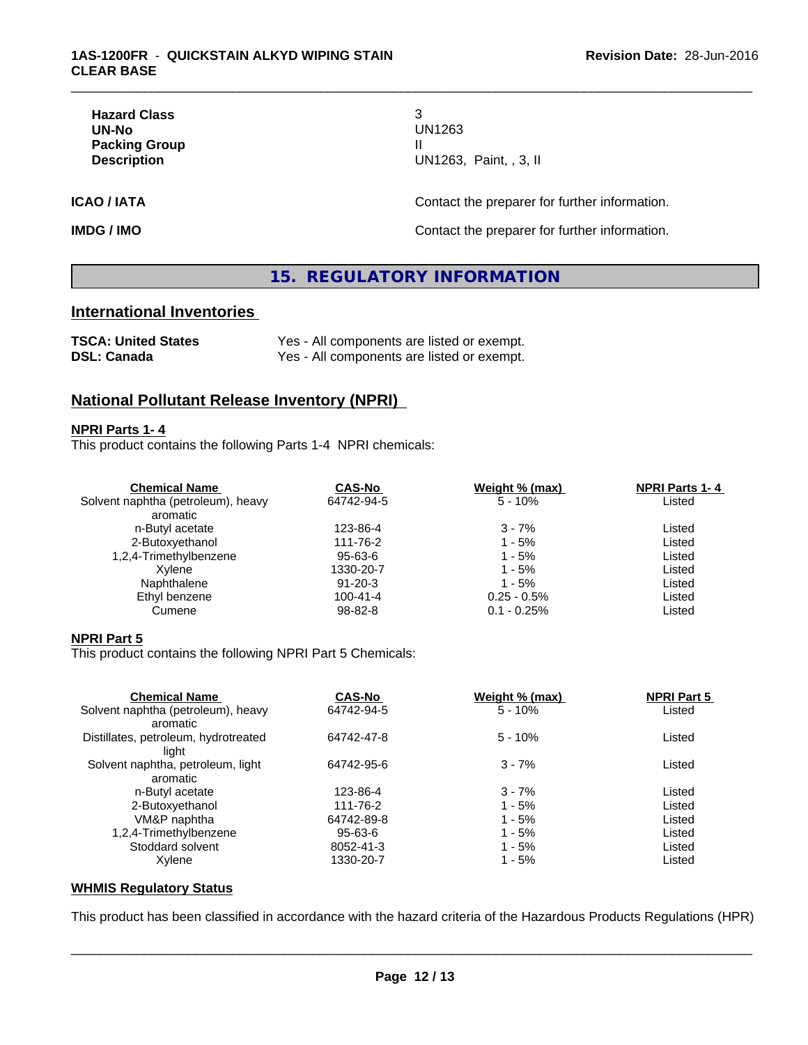| | |
|---|---|
| **Hazard Class** | 3 |
| **UN-No** | UN1263 |
| **Packing Group** | II |
| **Description** | UN1263, Paint, , 3, II |

**ICAO / IATA** Contact the preparer for further information.

**IMDG / IMO** Contact the preparer for further information.

## 15. REGULATORY INFORMATION

### International Inventories

| | |
|---|---|
| **TSCA: United States** | Yes - All components are listed or exempt. |
| **DSL: Canada** | Yes - All components are listed or exempt. |

### National Pollutant Release Inventory (NPRI)

**NPRI Parts 1- 4**

This product contains the following Parts 1-4 NPRI chemicals:

| Chemical Name | CAS-No | Weight % (max) | NPRI Parts 1- 4 |
|---|---|---|---|
| Solvent naphtha (petroleum), heavy aromatic | 64742-94-5 | 5 - 10% | Listed |
| n-Butyl acetate | 123-86-4 | 3 - 7% | Listed |
| 2-Butoxyethanol | 111-76-2 | 1 - 5% | Listed |
| 1,2,4-Trimethylbenzene | 95-63-6 | 1 - 5% | Listed |
| Xylene | 1330-20-7 | 1 - 5% | Listed |
| Naphthalene | 91-20-3 | 1 - 5% | Listed |
| Ethyl benzene | 100-41-4 | 0.25 - 0.5% | Listed |
| Cumene | 98-82-8 | 0.1 - 0.25% | Listed |

**NPRI Part 5**

This product contains the following NPRI Part 5 Chemicals:

| Chemical Name | CAS-No | Weight % (max) | NPRI Part 5 |
|---|---|---|---|
| Solvent naphtha (petroleum), heavy aromatic | 64742-94-5 | 5 - 10% | Listed |
| Distillates, petroleum, hydrotreated light | 64742-47-8 | 5 - 10% | Listed |
| Solvent naphtha, petroleum, light aromatic | 64742-95-6 | 3 - 7% | Listed |
| n-Butyl acetate | 123-86-4 | 3 - 7% | Listed |
| 2-Butoxyethanol | 111-76-2 | 1 - 5% | Listed |
| VM&P naphtha | 64742-89-8 | 1 - 5% | Listed |
| 1,2,4-Trimethylbenzene | 95-63-6 | 1 - 5% | Listed |
| Stoddard solvent | 8052-41-3 | 1 - 5% | Listed |
| Xylene | 1330-20-7 | 1 - 5% | Listed |

**WHMIS Regulatory Status**

This product has been classified in accordance with the hazard criteria of the Hazardous Products Regulations (HPR)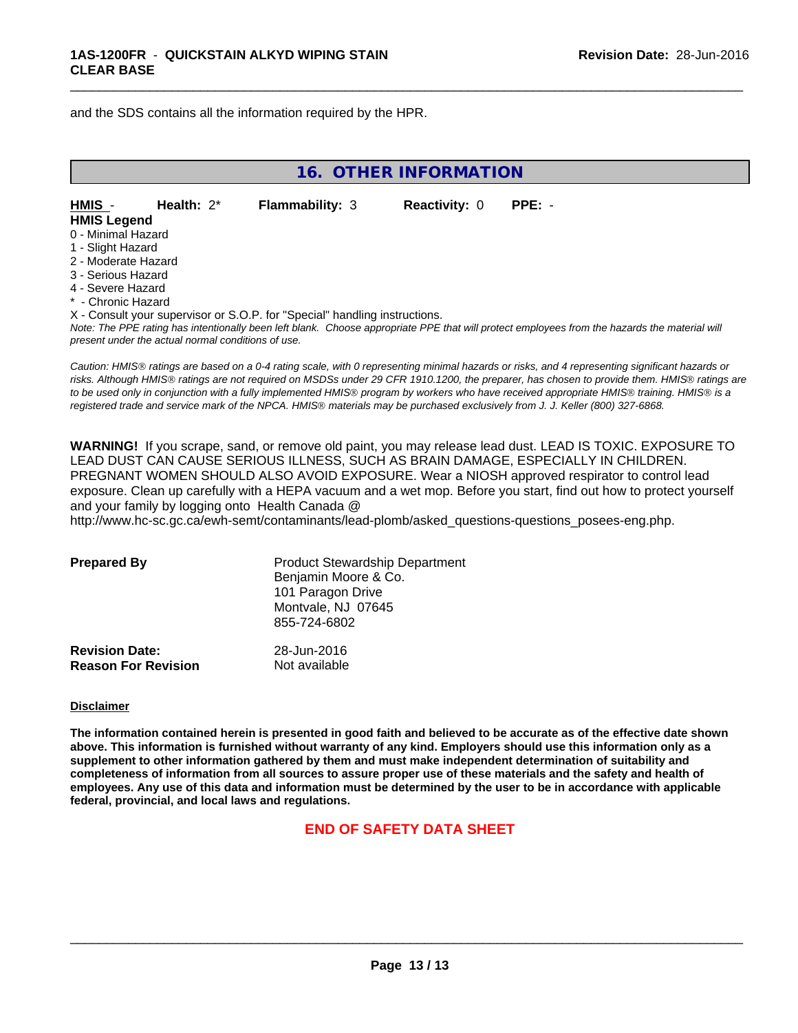and the SDS contains all the information required by the HPR.

## 16. OTHER INFORMATION

**HMIS** - **Health:** 2* **Flammability:** 3 **Reactivity:** 0 **PPE:** -

**HMIS Legend**
0 - Minimal Hazard
1 - Slight Hazard
2 - Moderate Hazard
3 - Serious Hazard
4 - Severe Hazard
* - Chronic Hazard
X - Consult your supervisor or S.O.P. for "Special" handling instructions.

*Note: The PPE rating has intentionally been left blank. Choose appropriate PPE that will protect employees from the hazards the material will present under the actual normal conditions of use.*

*Caution: HMIS® ratings are based on a 0-4 rating scale, with 0 representing minimal hazards or risks, and 4 representing significant hazards or risks. Although HMIS® ratings are not required on MSDSs under 29 CFR 1910.1200, the preparer, has chosen to provide them. HMIS® ratings are to be used only in conjunction with a fully implemented HMIS® program by workers who have received appropriate HMIS® training. HMIS® is a registered trade and service mark of the NPCA. HMIS® materials may be purchased exclusively from J. J. Keller (800) 327-6868.*

**WARNING!** If you scrape, sand, or remove old paint, you may release lead dust. LEAD IS TOXIC. EXPOSURE TO LEAD DUST CAN CAUSE SERIOUS ILLNESS, SUCH AS BRAIN DAMAGE, ESPECIALLY IN CHILDREN. PREGNANT WOMEN SHOULD ALSO AVOID EXPOSURE. Wear a NIOSH approved respirator to control lead exposure. Clean up carefully with a HEPA vacuum and a wet mop. Before you start, find out how to protect yourself and your family by logging onto Health Canada @ http://www.hc-sc.gc.ca/ewh-semt/contaminants/lead-plomb/asked_questions-questions_posees-eng.php.

| | |
|---|---|
| **Prepared By** | Product Stewardship Department<br>Benjamin Moore & Co.<br>101 Paragon Drive<br>Montvale, NJ 07645<br>855-724-6802 |
| **Revision Date:** | 28-Jun-2016 |
| **Reason For Revision** | Not available |

**Disclaimer**

**The information contained herein is presented in good faith and believed to be accurate as of the effective date shown above. This information is furnished without warranty of any kind. Employers should use this information only as a supplement to other information gathered by them and must make independent determination of suitability and completeness of information from all sources to assure proper use of these materials and the safety and health of employees. Any use of this data and information must be determined by the user to be in accordance with applicable federal, provincial, and local laws and regulations.**

**END OF SAFETY DATA SHEET**